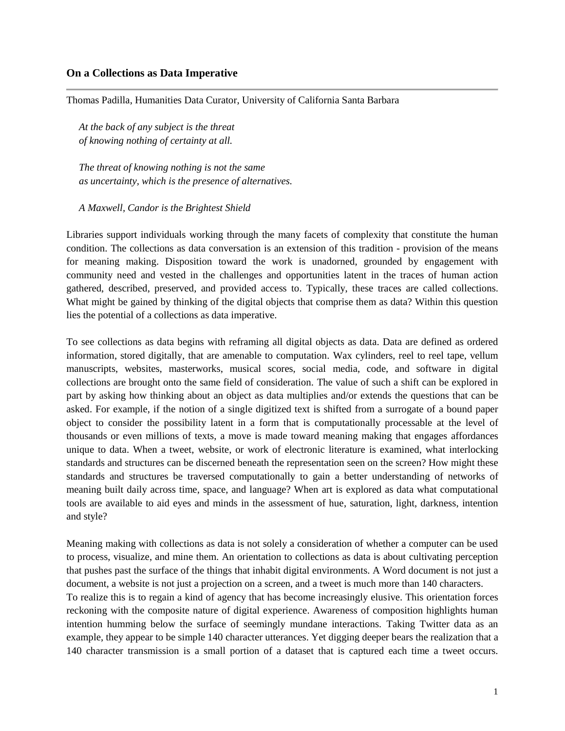# On a Collections as Data Imperative

Thomas Padilla, Humanities Data Curator, University of California Santa Barbara

> *At the back of any subject is the threat*
> *of knowing nothing of certainty at all.*
>
> *The threat of knowing nothing is not the same*
> *as uncertainty, which is the presence of alternatives.*
>
> *A Maxwell, Candor is the Brightest Shield*

Libraries support individuals working through the many facets of complexity that constitute the human condition. The collections as data conversation is an extension of this tradition - provision of the means for meaning making. Disposition toward the work is unadorned, grounded by engagement with community need and vested in the challenges and opportunities latent in the traces of human action gathered, described, preserved, and provided access to. Typically, these traces are called collections. What might be gained by thinking of the digital objects that comprise them as data? Within this question lies the potential of a collections as data imperative.

To see collections as data begins with reframing all digital objects as data. Data are defined as ordered information, stored digitally, that are amenable to computation. Wax cylinders, reel to reel tape, vellum manuscripts, websites, masterworks, musical scores, social media, code, and software in digital collections are brought onto the same field of consideration. The value of such a shift can be explored in part by asking how thinking about an object as data multiplies and/or extends the questions that can be asked. For example, if the notion of a single digitized text is shifted from a surrogate of a bound paper object to consider the possibility latent in a form that is computationally processable at the level of thousands or even millions of texts, a move is made toward meaning making that engages affordances unique to data. When a tweet, website, or work of electronic literature is examined, what interlocking standards and structures can be discerned beneath the representation seen on the screen? How might these standards and structures be traversed computationally to gain a better understanding of networks of meaning built daily across time, space, and language? When art is explored as data what computational tools are available to aid eyes and minds in the assessment of hue, saturation, light, darkness, intention and style?

Meaning making with collections as data is not solely a consideration of whether a computer can be used to process, visualize, and mine them. An orientation to collections as data is about cultivating perception that pushes past the surface of the things that inhabit digital environments. A Word document is not just a document, a website is not just a projection on a screen, and a tweet is much more than 140 characters.

To realize this is to regain a kind of agency that has become increasingly elusive. This orientation forces reckoning with the composite nature of digital experience. Awareness of composition highlights human intention humming below the surface of seemingly mundane interactions. Taking Twitter data as an example, they appear to be simple 140 character utterances. Yet digging deeper bears the realization that a 140 character transmission is a small portion of a dataset that is captured each time a tweet occurs.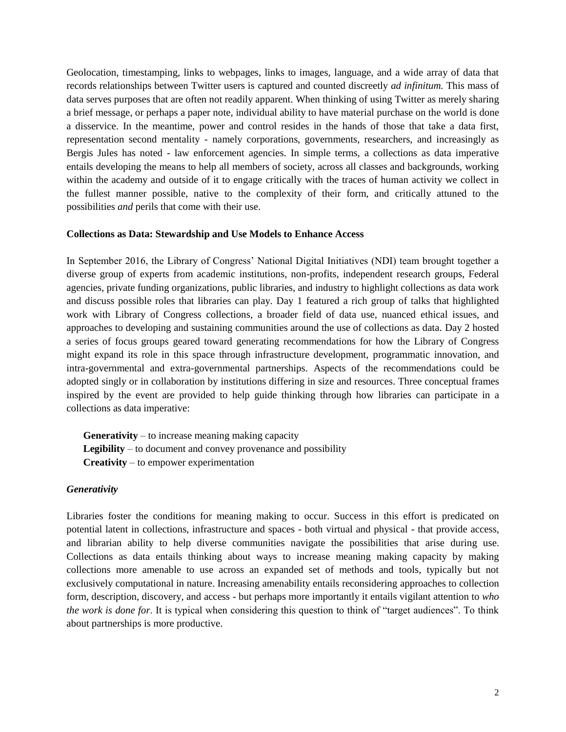Geolocation, timestamping, links to webpages, links to images, language, and a wide array of data that records relationships between Twitter users is captured and counted discreetly *ad infinitum.* This mass of data serves purposes that are often not readily apparent. When thinking of using Twitter as merely sharing a brief message, or perhaps a paper note, individual ability to have material purchase on the world is done a disservice. In the meantime, power and control resides in the hands of those that take a data first, representation second mentality - namely corporations, governments, researchers, and increasingly as Bergis Jules has noted - law enforcement agencies. In simple terms, a collections as data imperative entails developing the means to help all members of society, across all classes and backgrounds, working within the academy and outside of it to engage critically with the traces of human activity we collect in the fullest manner possible, native to the complexity of their form, and critically attuned to the possibilities *and* perils that come with their use.

**Collections as Data: Stewardship and Use Models to Enhance Access**

In September 2016, the Library of Congress' National Digital Initiatives (NDI) team brought together a diverse group of experts from academic institutions, non-profits, independent research groups, Federal agencies, private funding organizations, public libraries, and industry to highlight collections as data work and discuss possible roles that libraries can play. Day 1 featured a rich group of talks that highlighted work with Library of Congress collections, a broader field of data use, nuanced ethical issues, and approaches to developing and sustaining communities around the use of collections as data. Day 2 hosted a series of focus groups geared toward generating recommendations for how the Library of Congress might expand its role in this space through infrastructure development, programmatic innovation, and intra-governmental and extra-governmental partnerships. Aspects of the recommendations could be adopted singly or in collaboration by institutions differing in size and resources. Three conceptual frames inspired by the event are provided to help guide thinking through how libraries can participate in a collections as data imperative:

**Generativity** – to increase meaning making capacity
**Legibility** – to document and convey provenance and possibility
**Creativity** – to empower experimentation

***Generativity***

Libraries foster the conditions for meaning making to occur. Success in this effort is predicated on potential latent in collections, infrastructure and spaces - both virtual and physical - that provide access, and librarian ability to help diverse communities navigate the possibilities that arise during use. Collections as data entails thinking about ways to increase meaning making capacity by making collections more amenable to use across an expanded set of methods and tools, typically but not exclusively computational in nature. Increasing amenability entails reconsidering approaches to collection form, description, discovery, and access - but perhaps more importantly it entails vigilant attention to *who the work is done for*. It is typical when considering this question to think of "target audiences". To think about partnerships is more productive.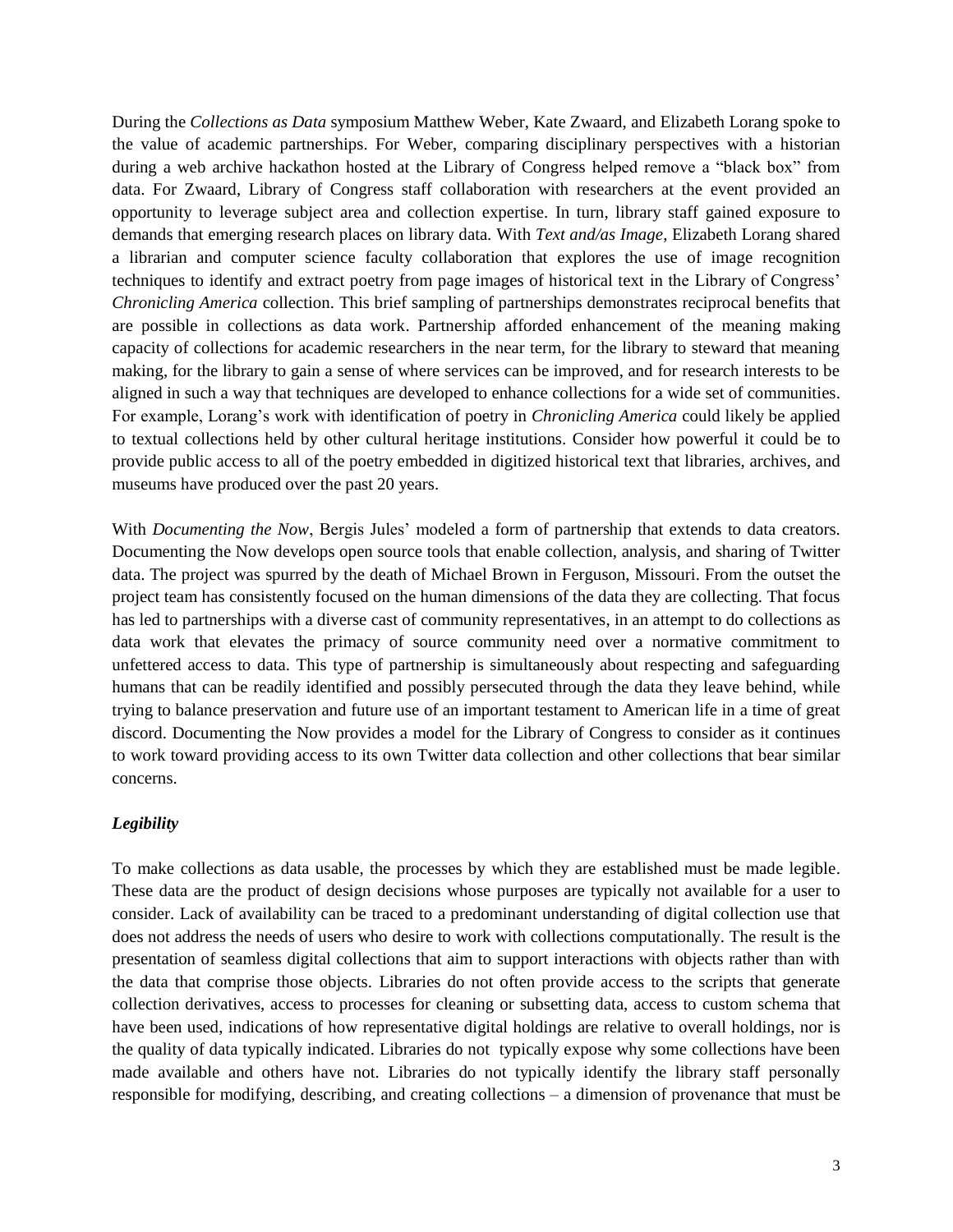During the *Collections as Data* symposium Matthew Weber, Kate Zwaard, and Elizabeth Lorang spoke to the value of academic partnerships. For Weber, comparing disciplinary perspectives with a historian during a web archive hackathon hosted at the Library of Congress helped remove a "black box" from data. For Zwaard, Library of Congress staff collaboration with researchers at the event provided an opportunity to leverage subject area and collection expertise. In turn, library staff gained exposure to demands that emerging research places on library data. With *Text and/as Image*, Elizabeth Lorang shared a librarian and computer science faculty collaboration that explores the use of image recognition techniques to identify and extract poetry from page images of historical text in the Library of Congress' *Chronicling America* collection. This brief sampling of partnerships demonstrates reciprocal benefits that are possible in collections as data work. Partnership afforded enhancement of the meaning making capacity of collections for academic researchers in the near term, for the library to steward that meaning making, for the library to gain a sense of where services can be improved, and for research interests to be aligned in such a way that techniques are developed to enhance collections for a wide set of communities. For example, Lorang's work with identification of poetry in *Chronicling America* could likely be applied to textual collections held by other cultural heritage institutions. Consider how powerful it could be to provide public access to all of the poetry embedded in digitized historical text that libraries, archives, and museums have produced over the past 20 years.

With *Documenting the Now*, Bergis Jules' modeled a form of partnership that extends to data creators. Documenting the Now develops open source tools that enable collection, analysis, and sharing of Twitter data. The project was spurred by the death of Michael Brown in Ferguson, Missouri. From the outset the project team has consistently focused on the human dimensions of the data they are collecting. That focus has led to partnerships with a diverse cast of community representatives, in an attempt to do collections as data work that elevates the primacy of source community need over a normative commitment to unfettered access to data. This type of partnership is simultaneously about respecting and safeguarding humans that can be readily identified and possibly persecuted through the data they leave behind, while trying to balance preservation and future use of an important testament to American life in a time of great discord. Documenting the Now provides a model for the Library of Congress to consider as it continues to work toward providing access to its own Twitter data collection and other collections that bear similar concerns.

### *Legibility*

To make collections as data usable, the processes by which they are established must be made legible. These data are the product of design decisions whose purposes are typically not available for a user to consider. Lack of availability can be traced to a predominant understanding of digital collection use that does not address the needs of users who desire to work with collections computationally. The result is the presentation of seamless digital collections that aim to support interactions with objects rather than with the data that comprise those objects. Libraries do not often provide access to the scripts that generate collection derivatives, access to processes for cleaning or subsetting data, access to custom schema that have been used, indications of how representative digital holdings are relative to overall holdings, nor is the quality of data typically indicated. Libraries do not typically expose why some collections have been made available and others have not. Libraries do not typically identify the library staff personally responsible for modifying, describing, and creating collections – a dimension of provenance that must be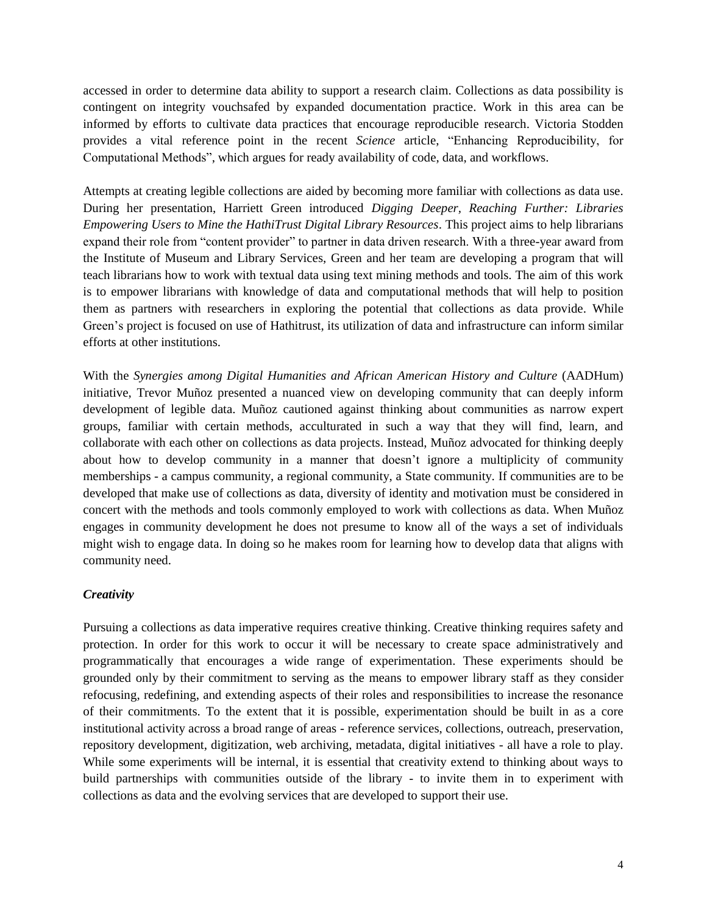accessed in order to determine data ability to support a research claim. Collections as data possibility is contingent on integrity vouchsafed by expanded documentation practice. Work in this area can be informed by efforts to cultivate data practices that encourage reproducible research. Victoria Stodden provides a vital reference point in the recent *Science* article, "Enhancing Reproducibility, for Computational Methods", which argues for ready availability of code, data, and workflows.

Attempts at creating legible collections are aided by becoming more familiar with collections as data use. During her presentation, Harriett Green introduced *Digging Deeper, Reaching Further: Libraries Empowering Users to Mine the HathiTrust Digital Library Resources*. This project aims to help librarians expand their role from "content provider" to partner in data driven research. With a three-year award from the Institute of Museum and Library Services, Green and her team are developing a program that will teach librarians how to work with textual data using text mining methods and tools. The aim of this work is to empower librarians with knowledge of data and computational methods that will help to position them as partners with researchers in exploring the potential that collections as data provide. While Green's project is focused on use of Hathitrust, its utilization of data and infrastructure can inform similar efforts at other institutions.

With the *Synergies among Digital Humanities and African American History and Culture* (AADHum) initiative, Trevor Muñoz presented a nuanced view on developing community that can deeply inform development of legible data. Muñoz cautioned against thinking about communities as narrow expert groups, familiar with certain methods, acculturated in such a way that they will find, learn, and collaborate with each other on collections as data projects. Instead, Muñoz advocated for thinking deeply about how to develop community in a manner that doesn't ignore a multiplicity of community memberships - a campus community, a regional community, a State community. If communities are to be developed that make use of collections as data, diversity of identity and motivation must be considered in concert with the methods and tools commonly employed to work with collections as data. When Muñoz engages in community development he does not presume to know all of the ways a set of individuals might wish to engage data. In doing so he makes room for learning how to develop data that aligns with community need.

***Creativity***

Pursuing a collections as data imperative requires creative thinking. Creative thinking requires safety and protection. In order for this work to occur it will be necessary to create space administratively and programmatically that encourages a wide range of experimentation. These experiments should be grounded only by their commitment to serving as the means to empower library staff as they consider refocusing, redefining, and extending aspects of their roles and responsibilities to increase the resonance of their commitments. To the extent that it is possible, experimentation should be built in as a core institutional activity across a broad range of areas - reference services, collections, outreach, preservation, repository development, digitization, web archiving, metadata, digital initiatives - all have a role to play. While some experiments will be internal, it is essential that creativity extend to thinking about ways to build partnerships with communities outside of the library - to invite them in to experiment with collections as data and the evolving services that are developed to support their use.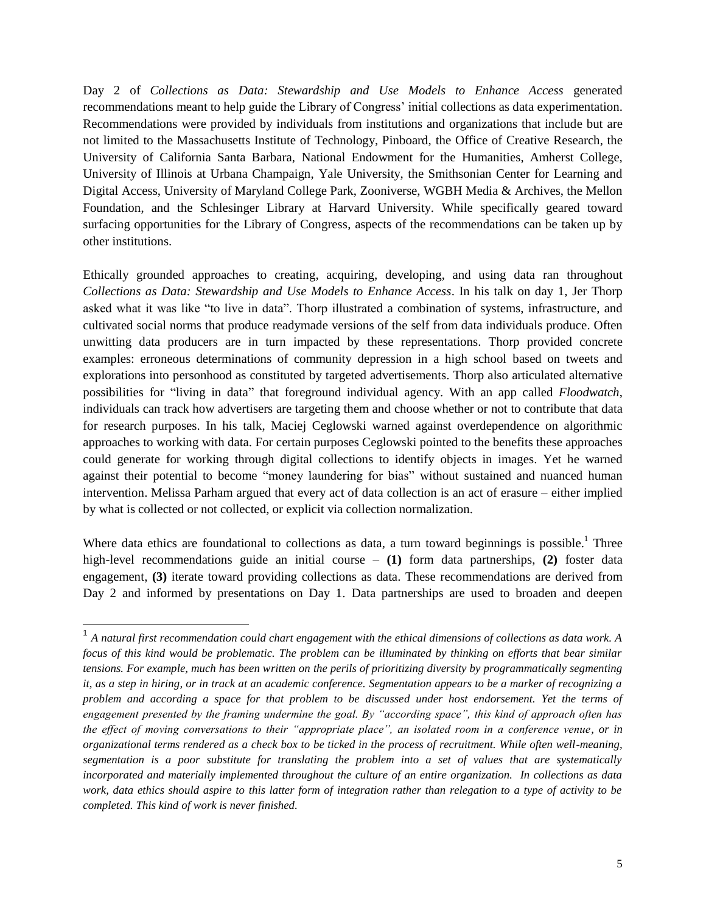Day 2 of *Collections as Data: Stewardship and Use Models to Enhance Access* generated recommendations meant to help guide the Library of Congress' initial collections as data experimentation. Recommendations were provided by individuals from institutions and organizations that include but are not limited to the Massachusetts Institute of Technology, Pinboard, the Office of Creative Research, the University of California Santa Barbara, National Endowment for the Humanities, Amherst College, University of Illinois at Urbana Champaign, Yale University, the Smithsonian Center for Learning and Digital Access, University of Maryland College Park, Zooniverse, WGBH Media & Archives, the Mellon Foundation, and the Schlesinger Library at Harvard University. While specifically geared toward surfacing opportunities for the Library of Congress, aspects of the recommendations can be taken up by other institutions.

Ethically grounded approaches to creating, acquiring, developing, and using data ran throughout *Collections as Data: Stewardship and Use Models to Enhance Access*. In his talk on day 1, Jer Thorp asked what it was like "to live in data". Thorp illustrated a combination of systems, infrastructure, and cultivated social norms that produce readymade versions of the self from data individuals produce. Often unwitting data producers are in turn impacted by these representations. Thorp provided concrete examples: erroneous determinations of community depression in a high school based on tweets and explorations into personhood as constituted by targeted advertisements. Thorp also articulated alternative possibilities for "living in data" that foreground individual agency. With an app called *Floodwatch*, individuals can track how advertisers are targeting them and choose whether or not to contribute that data for research purposes. In his talk, Maciej Ceglowski warned against overdependence on algorithmic approaches to working with data. For certain purposes Ceglowski pointed to the benefits these approaches could generate for working through digital collections to identify objects in images. Yet he warned against their potential to become "money laundering for bias" without sustained and nuanced human intervention. Melissa Parham argued that every act of data collection is an act of erasure – either implied by what is collected or not collected, or explicit via collection normalization.

Where data ethics are foundational to collections as data, a turn toward beginnings is possible.[1] Three high-level recommendations guide an initial course – **(1)** form data partnerships, **(2)** foster data engagement, **(3)** iterate toward providing collections as data. These recommendations are derived from Day 2 and informed by presentations on Day 1. Data partnerships are used to broaden and deepen

---

[1] *A natural first recommendation could chart engagement with the ethical dimensions of collections as data work. A focus of this kind would be problematic. The problem can be illuminated by thinking on efforts that bear similar tensions. For example, much has been written on the perils of prioritizing diversity by programmatically segmenting it, as a step in hiring, or in track at an academic conference. Segmentation appears to be a marker of recognizing a problem and according a space for that problem to be discussed under host endorsement. Yet the terms of engagement presented by the framing undermine the goal. By "according space", this kind of approach often has the effect of moving conversations to their "appropriate place", an isolated room in a conference venue, or in organizational terms rendered as a check box to be ticked in the process of recruitment. While often well-meaning, segmentation is a poor substitute for translating the problem into a set of values that are systematically incorporated and materially implemented throughout the culture of an entire organization. In collections as data work, data ethics should aspire to this latter form of integration rather than relegation to a type of activity to be completed. This kind of work is never finished.*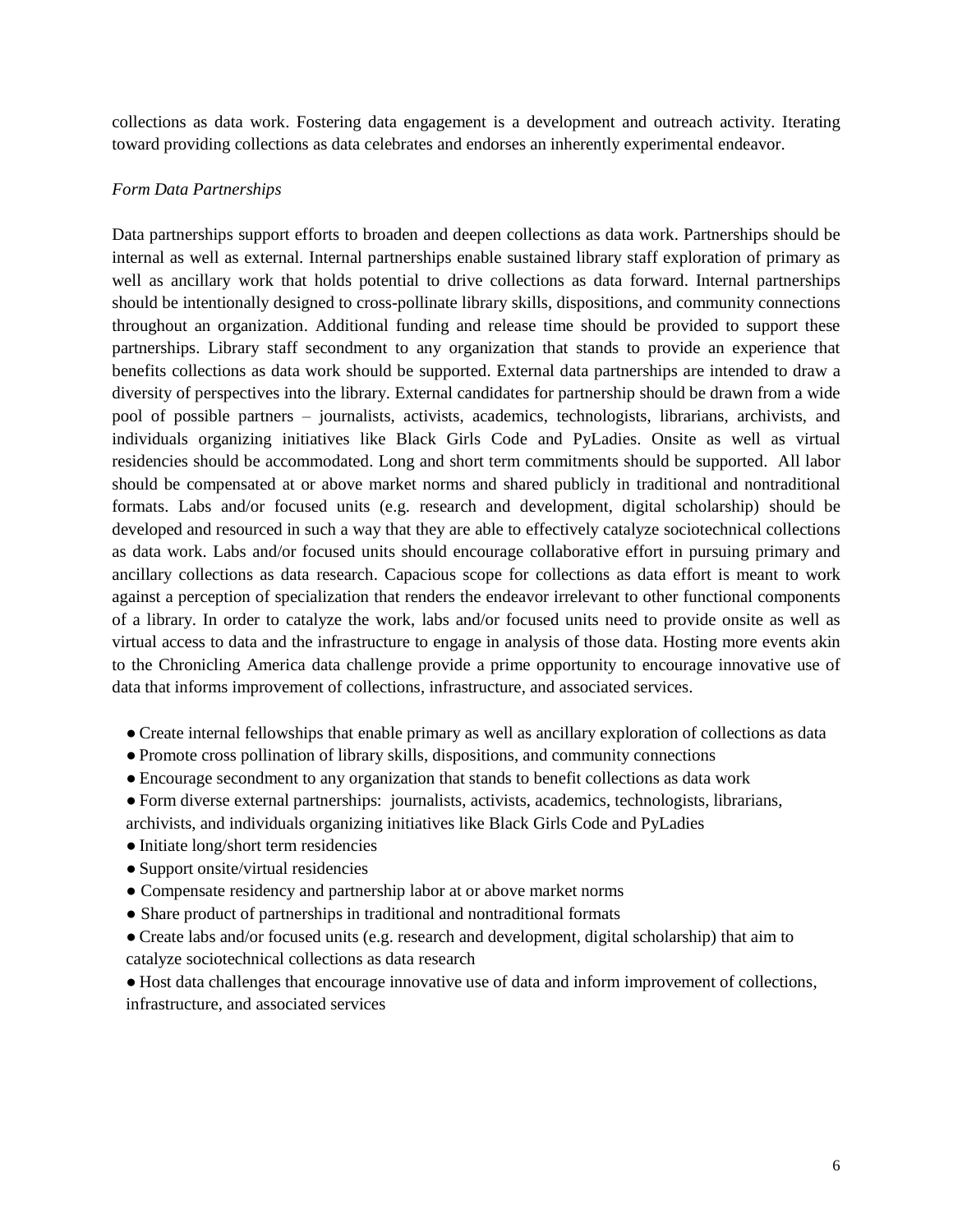collections as data work. Fostering data engagement is a development and outreach activity. Iterating toward providing collections as data celebrates and endorses an inherently experimental endeavor.

*Form Data Partnerships*

Data partnerships support efforts to broaden and deepen collections as data work. Partnerships should be internal as well as external. Internal partnerships enable sustained library staff exploration of primary as well as ancillary work that holds potential to drive collections as data forward. Internal partnerships should be intentionally designed to cross-pollinate library skills, dispositions, and community connections throughout an organization. Additional funding and release time should be provided to support these partnerships. Library staff secondment to any organization that stands to provide an experience that benefits collections as data work should be supported. External data partnerships are intended to draw a diversity of perspectives into the library. External candidates for partnership should be drawn from a wide pool of possible partners – journalists, activists, academics, technologists, librarians, archivists, and individuals organizing initiatives like Black Girls Code and PyLadies. Onsite as well as virtual residencies should be accommodated. Long and short term commitments should be supported. All labor should be compensated at or above market norms and shared publicly in traditional and nontraditional formats. Labs and/or focused units (e.g. research and development, digital scholarship) should be developed and resourced in such a way that they are able to effectively catalyze sociotechnical collections as data work. Labs and/or focused units should encourage collaborative effort in pursuing primary and ancillary collections as data research. Capacious scope for collections as data effort is meant to work against a perception of specialization that renders the endeavor irrelevant to other functional components of a library. In order to catalyze the work, labs and/or focused units need to provide onsite as well as virtual access to data and the infrastructure to engage in analysis of those data. Hosting more events akin to the Chronicling America data challenge provide a prime opportunity to encourage innovative use of data that informs improvement of collections, infrastructure, and associated services.

- Create internal fellowships that enable primary as well as ancillary exploration of collections as data
- Promote cross pollination of library skills, dispositions, and community connections
- Encourage secondment to any organization that stands to benefit collections as data work
- Form diverse external partnerships: journalists, activists, academics, technologists, librarians, archivists, and individuals organizing initiatives like Black Girls Code and PyLadies
- Initiate long/short term residencies
- Support onsite/virtual residencies
- Compensate residency and partnership labor at or above market norms
- Share product of partnerships in traditional and nontraditional formats
- Create labs and/or focused units (e.g. research and development, digital scholarship) that aim to catalyze sociotechnical collections as data research
- Host data challenges that encourage innovative use of data and inform improvement of collections, infrastructure, and associated services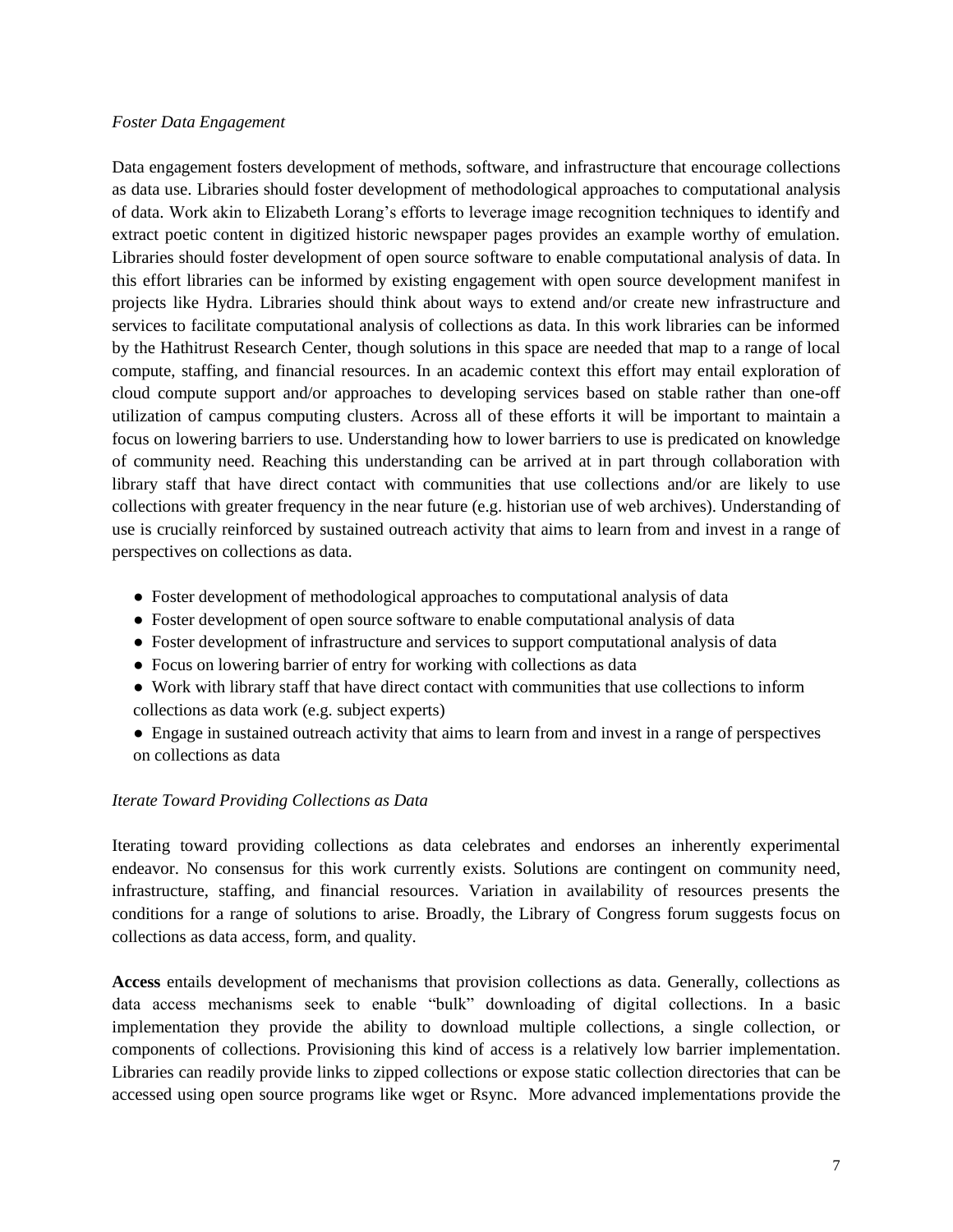*Foster Data Engagement*

Data engagement fosters development of methods, software, and infrastructure that encourage collections as data use. Libraries should foster development of methodological approaches to computational analysis of data. Work akin to Elizabeth Lorang's efforts to leverage image recognition techniques to identify and extract poetic content in digitized historic newspaper pages provides an example worthy of emulation. Libraries should foster development of open source software to enable computational analysis of data. In this effort libraries can be informed by existing engagement with open source development manifest in projects like Hydra. Libraries should think about ways to extend and/or create new infrastructure and services to facilitate computational analysis of collections as data. In this work libraries can be informed by the Hathitrust Research Center, though solutions in this space are needed that map to a range of local compute, staffing, and financial resources. In an academic context this effort may entail exploration of cloud compute support and/or approaches to developing services based on stable rather than one-off utilization of campus computing clusters. Across all of these efforts it will be important to maintain a focus on lowering barriers to use. Understanding how to lower barriers to use is predicated on knowledge of community need. Reaching this understanding can be arrived at in part through collaboration with library staff that have direct contact with communities that use collections and/or are likely to use collections with greater frequency in the near future (e.g. historian use of web archives). Understanding of use is crucially reinforced by sustained outreach activity that aims to learn from and invest in a range of perspectives on collections as data.

- Foster development of methodological approaches to computational analysis of data
- Foster development of open source software to enable computational analysis of data
- Foster development of infrastructure and services to support computational analysis of data
- Focus on lowering barrier of entry for working with collections as data
- Work with library staff that have direct contact with communities that use collections to inform collections as data work (e.g. subject experts)
- Engage in sustained outreach activity that aims to learn from and invest in a range of perspectives on collections as data

*Iterate Toward Providing Collections as Data*

Iterating toward providing collections as data celebrates and endorses an inherently experimental endeavor. No consensus for this work currently exists. Solutions are contingent on community need, infrastructure, staffing, and financial resources. Variation in availability of resources presents the conditions for a range of solutions to arise. Broadly, the Library of Congress forum suggests focus on collections as data access, form, and quality.

**Access** entails development of mechanisms that provision collections as data. Generally, collections as data access mechanisms seek to enable "bulk" downloading of digital collections. In a basic implementation they provide the ability to download multiple collections, a single collection, or components of collections. Provisioning this kind of access is a relatively low barrier implementation. Libraries can readily provide links to zipped collections or expose static collection directories that can be accessed using open source programs like wget or Rsync. More advanced implementations provide the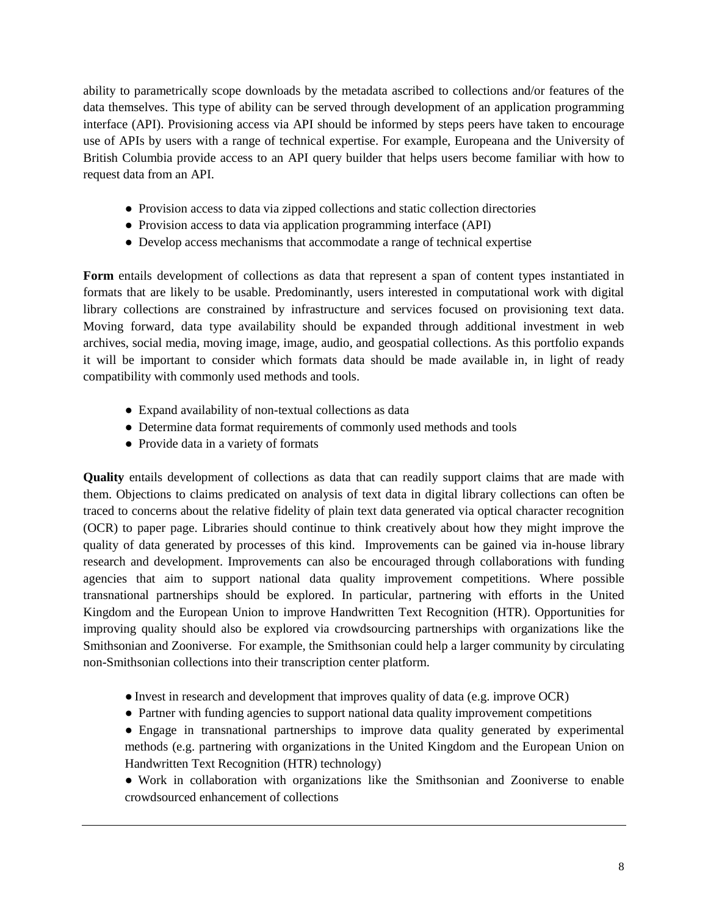ability to parametrically scope downloads by the metadata ascribed to collections and/or features of the data themselves. This type of ability can be served through development of an application programming interface (API). Provisioning access via API should be informed by steps peers have taken to encourage use of APIs by users with a range of technical expertise. For example, Europeana and the University of British Columbia provide access to an API query builder that helps users become familiar with how to request data from an API.

- Provision access to data via zipped collections and static collection directories
- Provision access to data via application programming interface (API)
- Develop access mechanisms that accommodate a range of technical expertise

**Form** entails development of collections as data that represent a span of content types instantiated in formats that are likely to be usable. Predominantly, users interested in computational work with digital library collections are constrained by infrastructure and services focused on provisioning text data. Moving forward, data type availability should be expanded through additional investment in web archives, social media, moving image, image, audio, and geospatial collections. As this portfolio expands it will be important to consider which formats data should be made available in, in light of ready compatibility with commonly used methods and tools.

- Expand availability of non-textual collections as data
- Determine data format requirements of commonly used methods and tools
- Provide data in a variety of formats

**Quality** entails development of collections as data that can readily support claims that are made with them. Objections to claims predicated on analysis of text data in digital library collections can often be traced to concerns about the relative fidelity of plain text data generated via optical character recognition (OCR) to paper page. Libraries should continue to think creatively about how they might improve the quality of data generated by processes of this kind. Improvements can be gained via in-house library research and development. Improvements can also be encouraged through collaborations with funding agencies that aim to support national data quality improvement competitions. Where possible transnational partnerships should be explored. In particular, partnering with efforts in the United Kingdom and the European Union to improve Handwritten Text Recognition (HTR). Opportunities for improving quality should also be explored via crowdsourcing partnerships with organizations like the Smithsonian and Zooniverse. For example, the Smithsonian could help a larger community by circulating non-Smithsonian collections into their transcription center platform.

- Invest in research and development that improves quality of data (e.g. improve OCR)
- Partner with funding agencies to support national data quality improvement competitions
- Engage in transnational partnerships to improve data quality generated by experimental methods (e.g. partnering with organizations in the United Kingdom and the European Union on Handwritten Text Recognition (HTR) technology)
- Work in collaboration with organizations like the Smithsonian and Zooniverse to enable crowdsourced enhancement of collections

---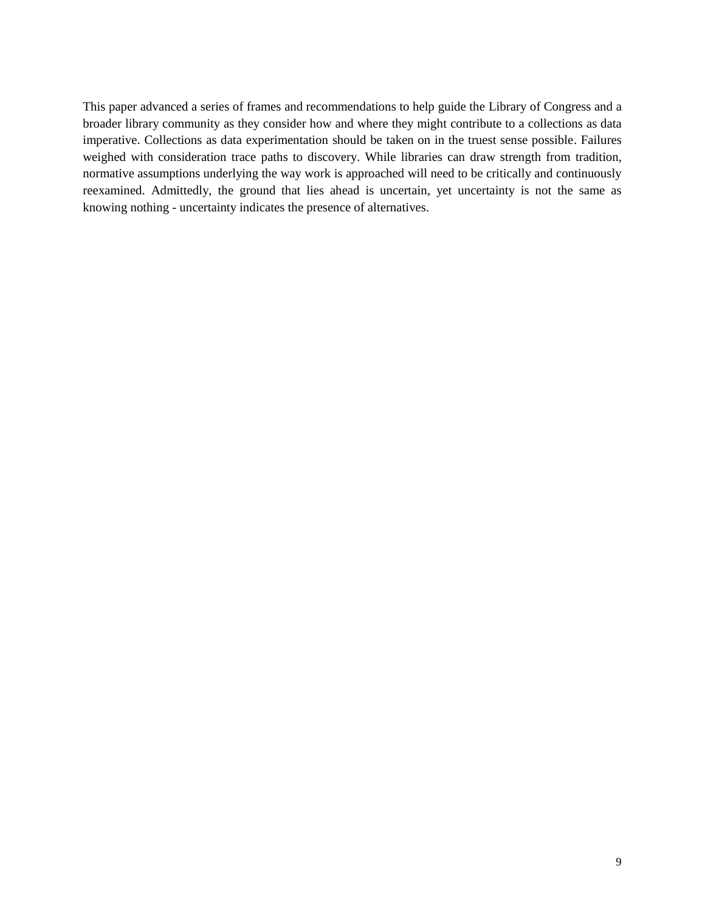This paper advanced a series of frames and recommendations to help guide the Library of Congress and a broader library community as they consider how and where they might contribute to a collections as data imperative. Collections as data experimentation should be taken on in the truest sense possible. Failures weighed with consideration trace paths to discovery. While libraries can draw strength from tradition, normative assumptions underlying the way work is approached will need to be critically and continuously reexamined. Admittedly, the ground that lies ahead is uncertain, yet uncertainty is not the same as knowing nothing - uncertainty indicates the presence of alternatives.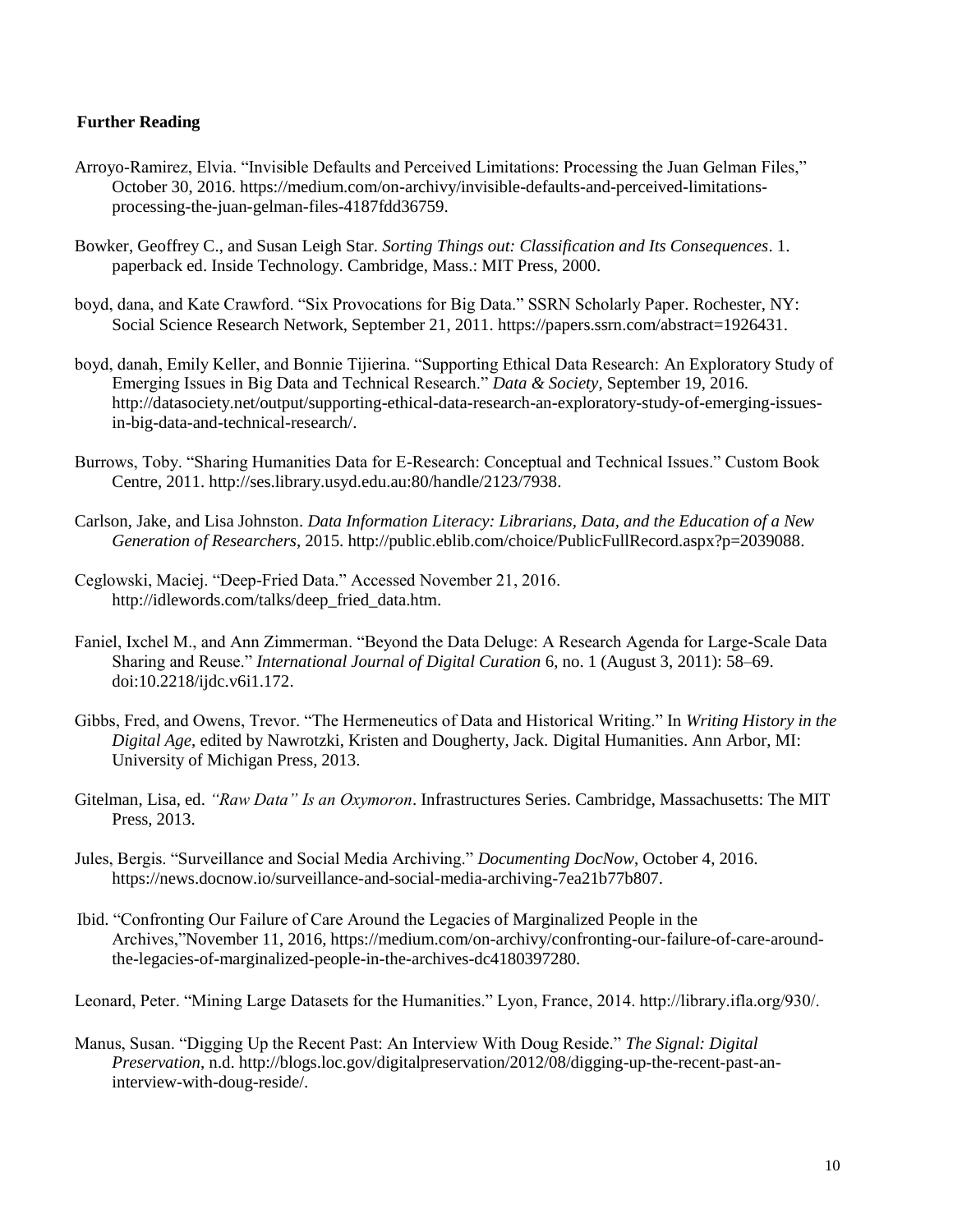## Further Reading

Arroyo-Ramirez, Elvia. "Invisible Defaults and Perceived Limitations: Processing the Juan Gelman Files," October 30, 2016. https://medium.com/on-archivy/invisible-defaults-and-perceived-limitations-processing-the-juan-gelman-files-4187fdd36759.

Bowker, Geoffrey C., and Susan Leigh Star. *Sorting Things out: Classification and Its Consequences*. 1. paperback ed. Inside Technology. Cambridge, Mass.: MIT Press, 2000.

boyd, dana, and Kate Crawford. "Six Provocations for Big Data." SSRN Scholarly Paper. Rochester, NY: Social Science Research Network, September 21, 2011. https://papers.ssrn.com/abstract=1926431.

boyd, danah, Emily Keller, and Bonnie Tijierina. "Supporting Ethical Data Research: An Exploratory Study of Emerging Issues in Big Data and Technical Research." *Data & Society*, September 19, 2016. http://datasociety.net/output/supporting-ethical-data-research-an-exploratory-study-of-emerging-issues-in-big-data-and-technical-research/.

Burrows, Toby. "Sharing Humanities Data for E-Research: Conceptual and Technical Issues." Custom Book Centre, 2011. http://ses.library.usyd.edu.au:80/handle/2123/7938.

Carlson, Jake, and Lisa Johnston. *Data Information Literacy: Librarians, Data, and the Education of a New Generation of Researchers*, 2015. http://public.eblib.com/choice/PublicFullRecord.aspx?p=2039088.

Ceglowski, Maciej. "Deep-Fried Data." Accessed November 21, 2016. http://idlewords.com/talks/deep_fried_data.htm.

Faniel, Ixchel M., and Ann Zimmerman. "Beyond the Data Deluge: A Research Agenda for Large-Scale Data Sharing and Reuse." *International Journal of Digital Curation* 6, no. 1 (August 3, 2011): 58–69. doi:10.2218/ijdc.v6i1.172.

Gibbs, Fred, and Owens, Trevor. "The Hermeneutics of Data and Historical Writing." In *Writing History in the Digital Age*, edited by Nawrotzki, Kristen and Dougherty, Jack. Digital Humanities. Ann Arbor, MI: University of Michigan Press, 2013.

Gitelman, Lisa, ed. *"Raw Data" Is an Oxymoron*. Infrastructures Series. Cambridge, Massachusetts: The MIT Press, 2013.

Jules, Bergis. "Surveillance and Social Media Archiving." *Documenting DocNow*, October 4, 2016. https://news.docnow.io/surveillance-and-social-media-archiving-7ea21b77b807.

Ibid. "Confronting Our Failure of Care Around the Legacies of Marginalized People in the Archives,"November 11, 2016, https://medium.com/on-archivy/confronting-our-failure-of-care-around-the-legacies-of-marginalized-people-in-the-archives-dc4180397280.

Leonard, Peter. "Mining Large Datasets for the Humanities." Lyon, France, 2014. http://library.ifla.org/930/.

Manus, Susan. "Digging Up the Recent Past: An Interview With Doug Reside." *The Signal: Digital Preservation*, n.d. http://blogs.loc.gov/digitalpreservation/2012/08/digging-up-the-recent-past-an-interview-with-doug-reside/.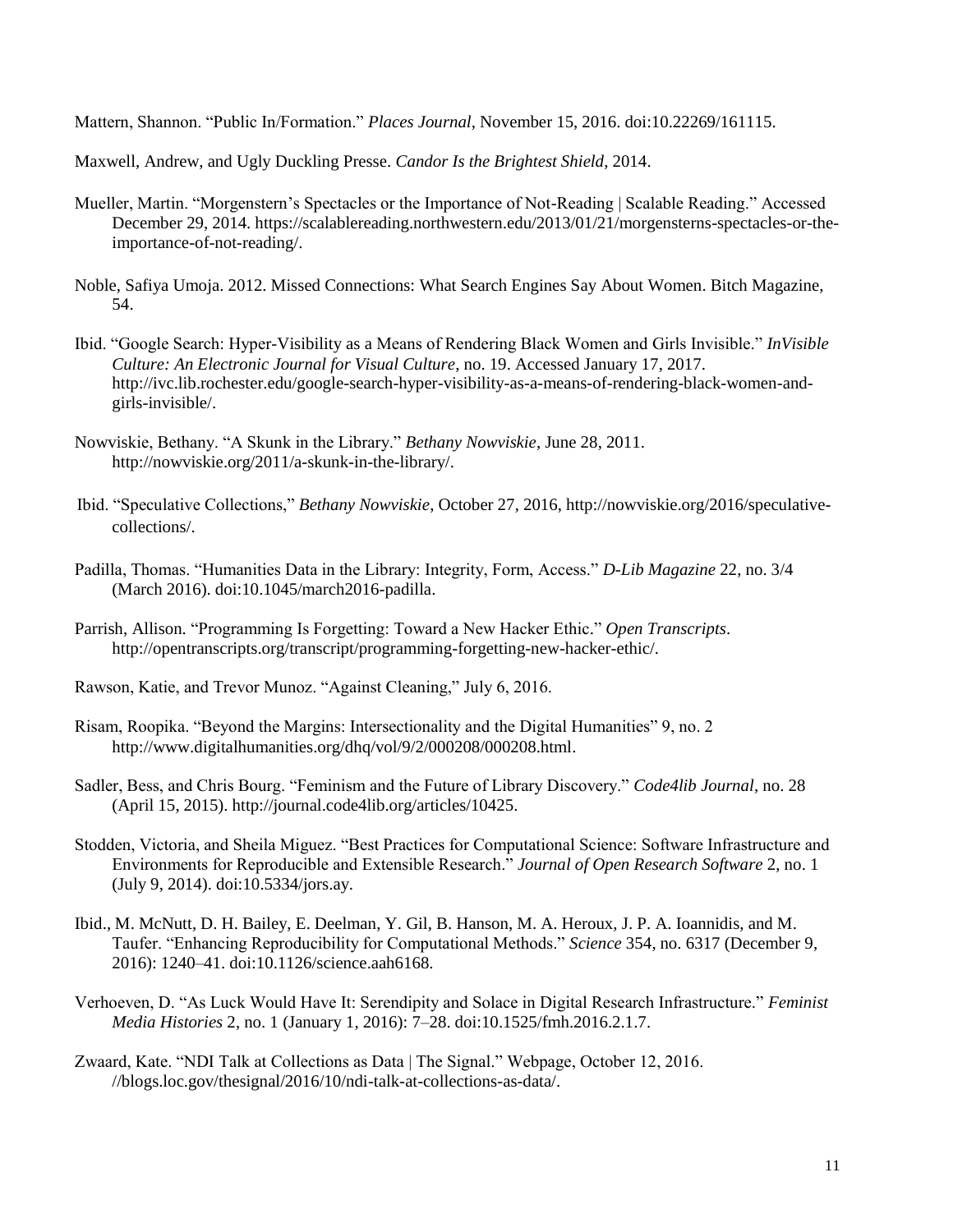Mattern, Shannon. "Public In/Formation." *Places Journal*, November 15, 2016. doi:10.22269/161115.

Maxwell, Andrew, and Ugly Duckling Presse. *Candor Is the Brightest Shield*, 2014.

Mueller, Martin. "Morgenstern's Spectacles or the Importance of Not-Reading | Scalable Reading." Accessed December 29, 2014. https://scalablereading.northwestern.edu/2013/01/21/morgensterns-spectacles-or-the-importance-of-not-reading/.

Noble, Safiya Umoja. 2012. Missed Connections: What Search Engines Say About Women. Bitch Magazine, 54.

Ibid. "Google Search: Hyper-Visibility as a Means of Rendering Black Women and Girls Invisible." *InVisible Culture: An Electronic Journal for Visual Culture*, no. 19. Accessed January 17, 2017. http://ivc.lib.rochester.edu/google-search-hyper-visibility-as-a-means-of-rendering-black-women-and-girls-invisible/.

Nowviskie, Bethany. "A Skunk in the Library." *Bethany Nowviskie*, June 28, 2011. http://nowviskie.org/2011/a-skunk-in-the-library/.

Ibid. "Speculative Collections," *Bethany Nowviskie*, October 27, 2016, http://nowviskie.org/2016/speculative-collections/.

Padilla, Thomas. "Humanities Data in the Library: Integrity, Form, Access." *D-Lib Magazine* 22, no. 3/4 (March 2016). doi:10.1045/march2016-padilla.

Parrish, Allison. "Programming Is Forgetting: Toward a New Hacker Ethic." *Open Transcripts*. http://opentranscripts.org/transcript/programming-forgetting-new-hacker-ethic/.

Rawson, Katie, and Trevor Munoz. "Against Cleaning," July 6, 2016.

Risam, Roopika. "Beyond the Margins: Intersectionality and the Digital Humanities" 9, no. 2 http://www.digitalhumanities.org/dhq/vol/9/2/000208/000208.html.

Sadler, Bess, and Chris Bourg. "Feminism and the Future of Library Discovery." *Code4lib Journal*, no. 28 (April 15, 2015). http://journal.code4lib.org/articles/10425.

Stodden, Victoria, and Sheila Miguez. "Best Practices for Computational Science: Software Infrastructure and Environments for Reproducible and Extensible Research." *Journal of Open Research Software* 2, no. 1 (July 9, 2014). doi:10.5334/jors.ay.

Ibid., M. McNutt, D. H. Bailey, E. Deelman, Y. Gil, B. Hanson, M. A. Heroux, J. P. A. Ioannidis, and M. Taufer. "Enhancing Reproducibility for Computational Methods." *Science* 354, no. 6317 (December 9, 2016): 1240–41. doi:10.1126/science.aah6168.

Verhoeven, D. "As Luck Would Have It: Serendipity and Solace in Digital Research Infrastructure." *Feminist Media Histories* 2, no. 1 (January 1, 2016): 7–28. doi:10.1525/fmh.2016.2.1.7.

Zwaard, Kate. "NDI Talk at Collections as Data | The Signal." Webpage, October 12, 2016. //blogs.loc.gov/thesignal/2016/10/ndi-talk-at-collections-as-data/.